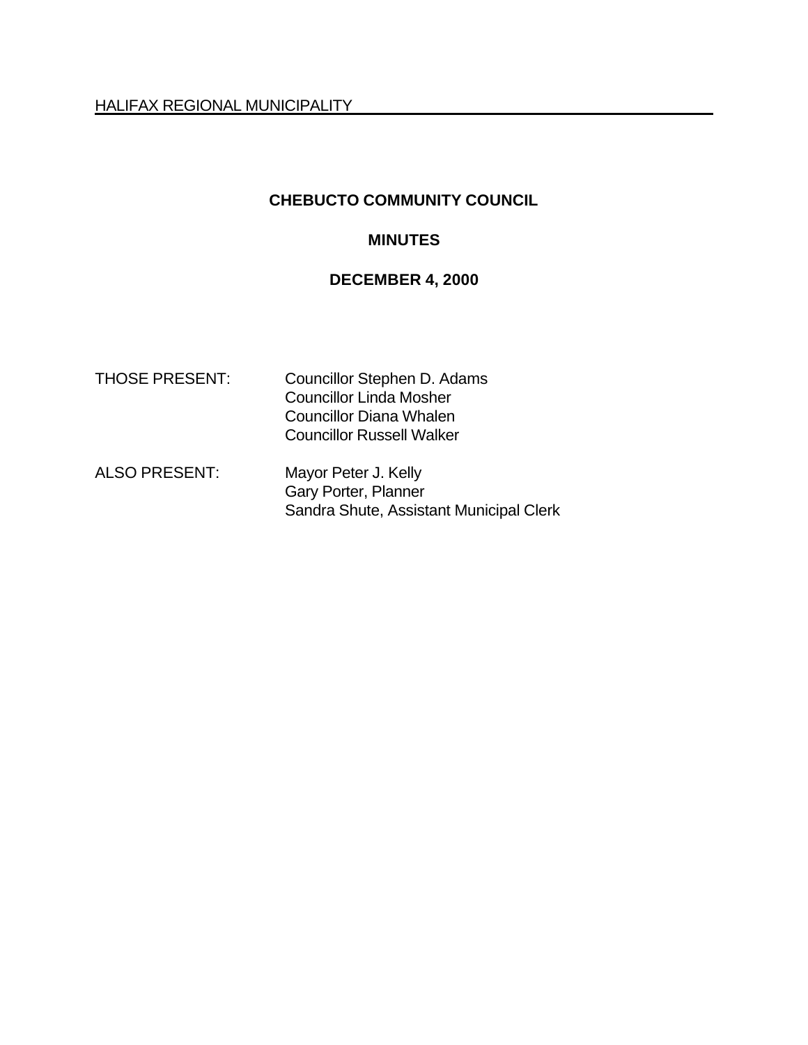HALIFAX REGIONAL MUNICIPALITY

# CHEBUCTO COMMUNITY COUNCIL

## MINUTES

## DECEMBER 4, 2000

| | |
|---|---|
| THOSE PRESENT: | Councillor Stephen D. Adams<br>Councillor Linda Mosher<br>Councillor Diana Whalen<br>Councillor Russell Walker |
| ALSO PRESENT: | Mayor Peter J. Kelly<br>Gary Porter, Planner<br>Sandra Shute, Assistant Municipal Clerk |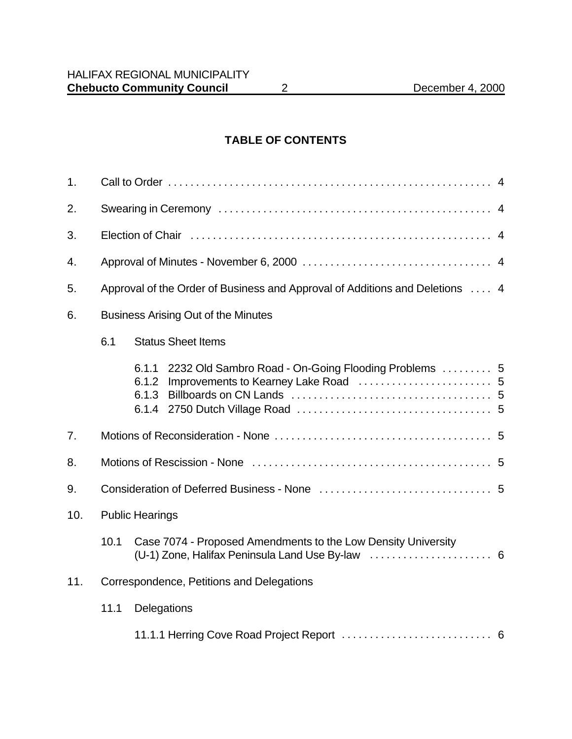## TABLE OF CONTENTS

1. Call to Order . . . . . . . . . . 4
2. Swearing in Ceremony . . . . . . . . . . 4
3. Election of Chair . . . . . . . . . . 4
4. Approval of Minutes - November 6, 2000 . . . . . . . . . . 4
5. Approval of the Order of Business and Approval of Additions and Deletions . . . . 4
6. Business Arising Out of the Minutes
   - 6.1 Status Sheet Items
     - 6.1.1 2232 Old Sambro Road - On-Going Flooding Problems . . . . . . . . . 5
     - 6.1.2 Improvements to Kearney Lake Road . . . . . . . . . . 5
     - 6.1.3 Billboards on CN Lands . . . . . . . . . . 5
     - 6.1.4 2750 Dutch Village Road . . . . . . . . . . 5
7. Motions of Reconsideration - None . . . . . . . . . . 5
8. Motions of Rescission - None . . . . . . . . . . 5
9. Consideration of Deferred Business - None . . . . . . . . . . 5
10. Public Hearings
    - 10.1 Case 7074 - Proposed Amendments to the Low Density University (U-1) Zone, Halifax Peninsula Land Use By-law . . . . . . . . . . 6
11. Correspondence, Petitions and Delegations
    - 11.1 Delegations
      - 11.1.1 Herring Cove Road Project Report . . . . . . . . . . 6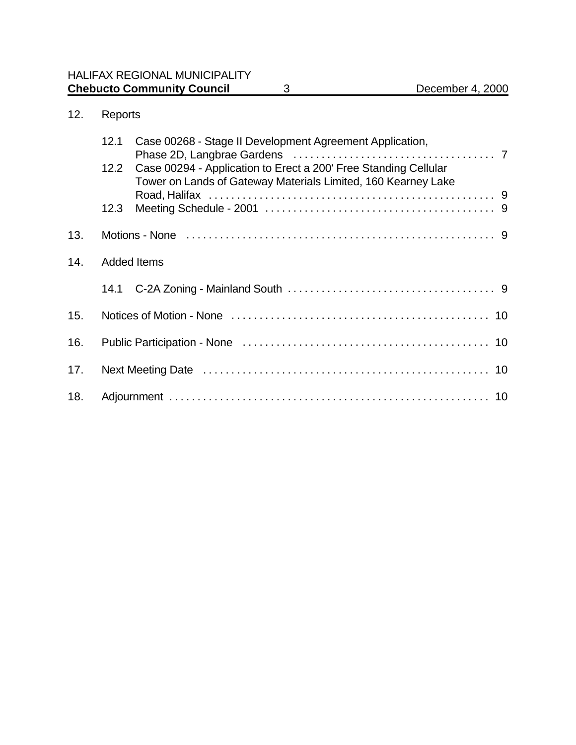12. Reports

    12.1 Case 00268 - Stage II Development Agreement Application, Phase 2D, Langbrae Gardens . . . . . . . . . . . . . . . . . . . . . . . . . . . . . . . . . . . . 7
    12.2 Case 00294 - Application to Erect a 200' Free Standing Cellular Tower on Lands of Gateway Materials Limited, 160 Kearney Lake Road, Halifax . . . . . . . . . . . . . . . . . . . . . . . . . . . . . . . . . . . . . . . . . . . . . . . . . . . 9
    12.3 Meeting Schedule - 2001 . . . . . . . . . . . . . . . . . . . . . . . . . . . . . . . . . . . . . . . . 9

13. Motions - None . . . . . . . . . . . . . . . . . . . . . . . . . . . . . . . . . . . . . . . . . . . . . . . . . . . . . 9

14. Added Items

    14.1 C-2A Zoning - Mainland South . . . . . . . . . . . . . . . . . . . . . . . . . . . . . . . . . . . . . 9

15. Notices of Motion - None . . . . . . . . . . . . . . . . . . . . . . . . . . . . . . . . . . . . . . . . . . . . . 10

16. Public Participation - None . . . . . . . . . . . . . . . . . . . . . . . . . . . . . . . . . . . . . . . . . . . 10

17. Next Meeting Date . . . . . . . . . . . . . . . . . . . . . . . . . . . . . . . . . . . . . . . . . . . . . . . . . . . 10

18. Adjournment . . . . . . . . . . . . . . . . . . . . . . . . . . . . . . . . . . . . . . . . . . . . . . . . . . . . . . . . . 10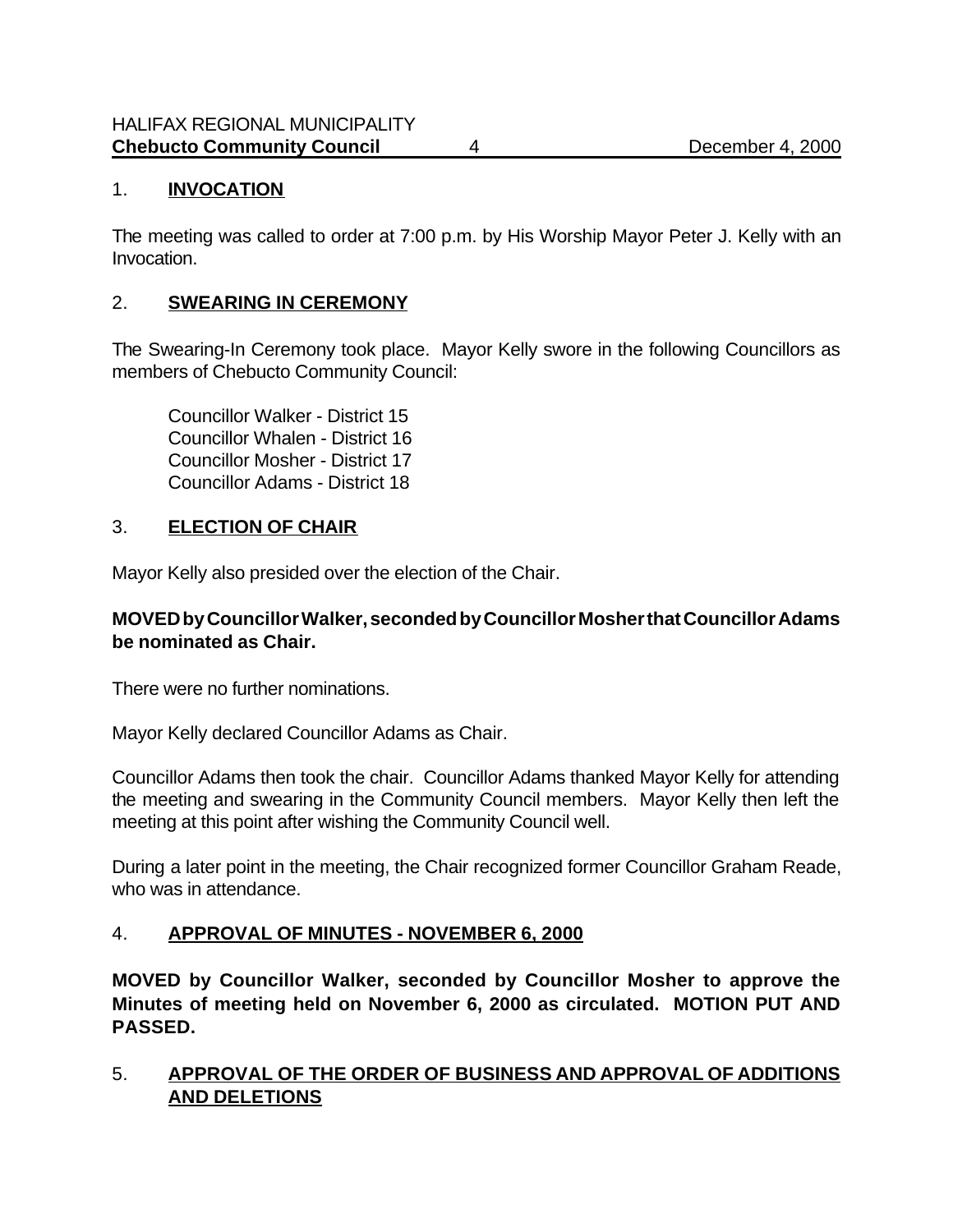## 1. INVOCATION

The meeting was called to order at 7:00 p.m. by His Worship Mayor Peter J. Kelly with an Invocation.

## 2. SWEARING IN CEREMONY

The Swearing-In Ceremony took place. Mayor Kelly swore in the following Councillors as members of Chebucto Community Council:

Councillor Walker - District 15
Councillor Whalen - District 16
Councillor Mosher - District 17
Councillor Adams - District 18

## 3. ELECTION OF CHAIR

Mayor Kelly also presided over the election of the Chair.

**MOVED by Councillor Walker, seconded by Councillor Mosher that Councillor Adams be nominated as Chair.**

There were no further nominations.

Mayor Kelly declared Councillor Adams as Chair.

Councillor Adams then took the chair. Councillor Adams thanked Mayor Kelly for attending the meeting and swearing in the Community Council members. Mayor Kelly then left the meeting at this point after wishing the Community Council well.

During a later point in the meeting, the Chair recognized former Councillor Graham Reade, who was in attendance.

## 4. APPROVAL OF MINUTES - NOVEMBER 6, 2000

**MOVED by Councillor Walker, seconded by Councillor Mosher to approve the Minutes of meeting held on November 6, 2000 as circulated. MOTION PUT AND PASSED.**

## 5. APPROVAL OF THE ORDER OF BUSINESS AND APPROVAL OF ADDITIONS AND DELETIONS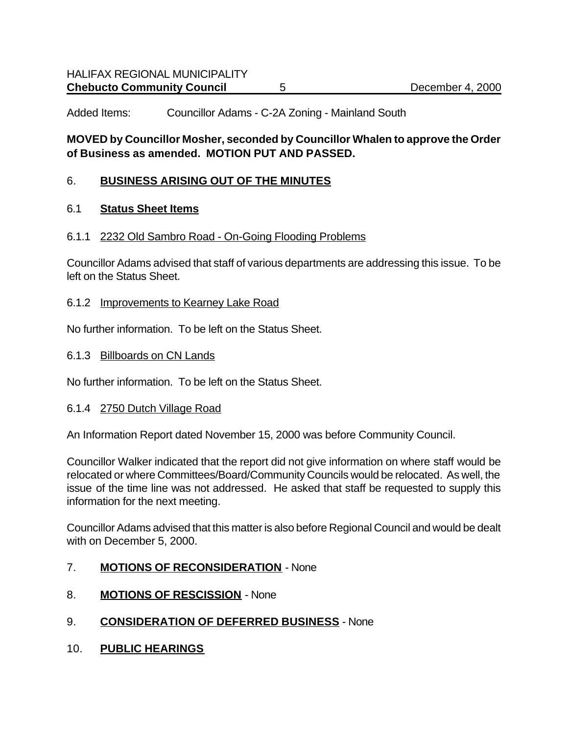Added Items: Councillor Adams - C-2A Zoning - Mainland South

**MOVED by Councillor Mosher, seconded by Councillor Whalen to approve the Order of Business as amended. MOTION PUT AND PASSED.**

## 6. BUSINESS ARISING OUT OF THE MINUTES

### 6.1 Status Sheet Items

6.1.1 2232 Old Sambro Road - On-Going Flooding Problems

Councillor Adams advised that staff of various departments are addressing this issue. To be left on the Status Sheet.

6.1.2 Improvements to Kearney Lake Road

No further information. To be left on the Status Sheet.

6.1.3 Billboards on CN Lands

No further information. To be left on the Status Sheet.

6.1.4 2750 Dutch Village Road

An Information Report dated November 15, 2000 was before Community Council.

Councillor Walker indicated that the report did not give information on where staff would be relocated or where Committees/Board/Community Councils would be relocated. As well, the issue of the time line was not addressed. He asked that staff be requested to supply this information for the next meeting.

Councillor Adams advised that this matter is also before Regional Council and would be dealt with on December 5, 2000.

## 7. MOTIONS OF RECONSIDERATION - None

## 8. MOTIONS OF RESCISSION - None

## 9. CONSIDERATION OF DEFERRED BUSINESS - None

## 10. PUBLIC HEARINGS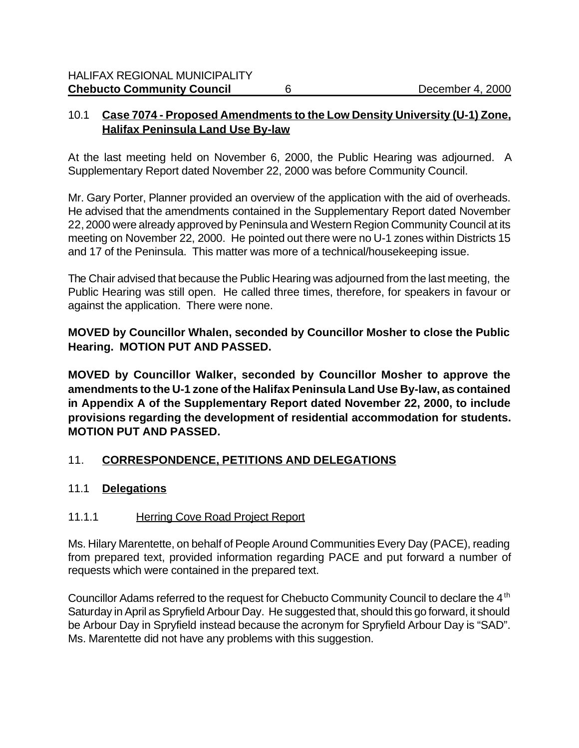## 10.1 **Case 7074 - Proposed Amendments to the Low Density University (U-1) Zone, Halifax Peninsula Land Use By-law**

At the last meeting held on November 6, 2000, the Public Hearing was adjourned. A Supplementary Report dated November 22, 2000 was before Community Council.

Mr. Gary Porter, Planner provided an overview of the application with the aid of overheads. He advised that the amendments contained in the Supplementary Report dated November 22, 2000 were already approved by Peninsula and Western Region Community Council at its meeting on November 22, 2000. He pointed out there were no U-1 zones within Districts 15 and 17 of the Peninsula. This matter was more of a technical/housekeeping issue.

The Chair advised that because the Public Hearing was adjourned from the last meeting, the Public Hearing was still open. He called three times, therefore, for speakers in favour or against the application. There were none.

**MOVED by Councillor Whalen, seconded by Councillor Mosher to close the Public Hearing. MOTION PUT AND PASSED.**

**MOVED by Councillor Walker, seconded by Councillor Mosher to approve the amendments to the U-1 zone of the Halifax Peninsula Land Use By-law, as contained in Appendix A of the Supplementary Report dated November 22, 2000, to include provisions regarding the development of residential accommodation for students. MOTION PUT AND PASSED.**

## 11. **CORRESPONDENCE, PETITIONS AND DELEGATIONS**

### 11.1 **Delegations**

#### 11.1.1 Herring Cove Road Project Report

Ms. Hilary Marentette, on behalf of People Around Communities Every Day (PACE), reading from prepared text, provided information regarding PACE and put forward a number of requests which were contained in the prepared text.

Councillor Adams referred to the request for Chebucto Community Council to declare the 4th Saturday in April as Spryfield Arbour Day. He suggested that, should this go forward, it should be Arbour Day in Spryfield instead because the acronym for Spryfield Arbour Day is "SAD". Ms. Marentette did not have any problems with this suggestion.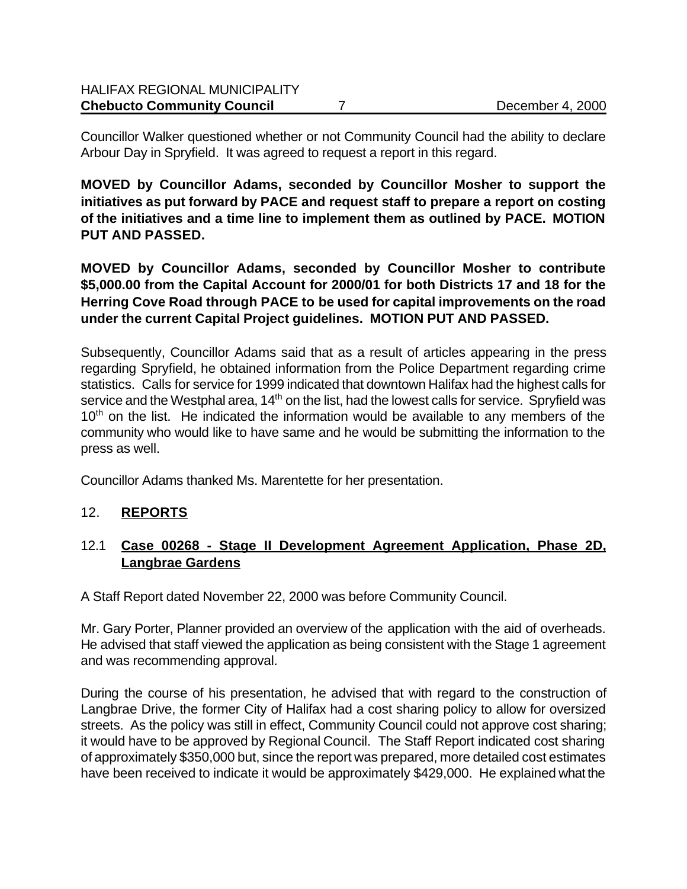Councillor Walker questioned whether or not Community Council had the ability to declare Arbour Day in Spryfield. It was agreed to request a report in this regard.

**MOVED by Councillor Adams, seconded by Councillor Mosher to support the initiatives as put forward by PACE and request staff to prepare a report on costing of the initiatives and a time line to implement them as outlined by PACE. MOTION PUT AND PASSED.**

**MOVED by Councillor Adams, seconded by Councillor Mosher to contribute $5,000.00 from the Capital Account for 2000/01 for both Districts 17 and 18 for the Herring Cove Road through PACE to be used for capital improvements on the road under the current Capital Project guidelines. MOTION PUT AND PASSED.**

Subsequently, Councillor Adams said that as a result of articles appearing in the press regarding Spryfield, he obtained information from the Police Department regarding crime statistics. Calls for service for 1999 indicated that downtown Halifax had the highest calls for service and the Westphal area, 14th on the list, had the lowest calls for service. Spryfield was 10th on the list. He indicated the information would be available to any members of the community who would like to have same and he would be submitting the information to the press as well.

Councillor Adams thanked Ms. Marentette for her presentation.

## 12. REPORTS

### 12.1 Case 00268 - Stage II Development Agreement Application, Phase 2D, Langbrae Gardens

A Staff Report dated November 22, 2000 was before Community Council.

Mr. Gary Porter, Planner provided an overview of the application with the aid of overheads. He advised that staff viewed the application as being consistent with the Stage 1 agreement and was recommending approval.

During the course of his presentation, he advised that with regard to the construction of Langbrae Drive, the former City of Halifax had a cost sharing policy to allow for oversized streets. As the policy was still in effect, Community Council could not approve cost sharing; it would have to be approved by Regional Council. The Staff Report indicated cost sharing of approximately $350,000 but, since the report was prepared, more detailed cost estimates have been received to indicate it would be approximately $429,000. He explained what the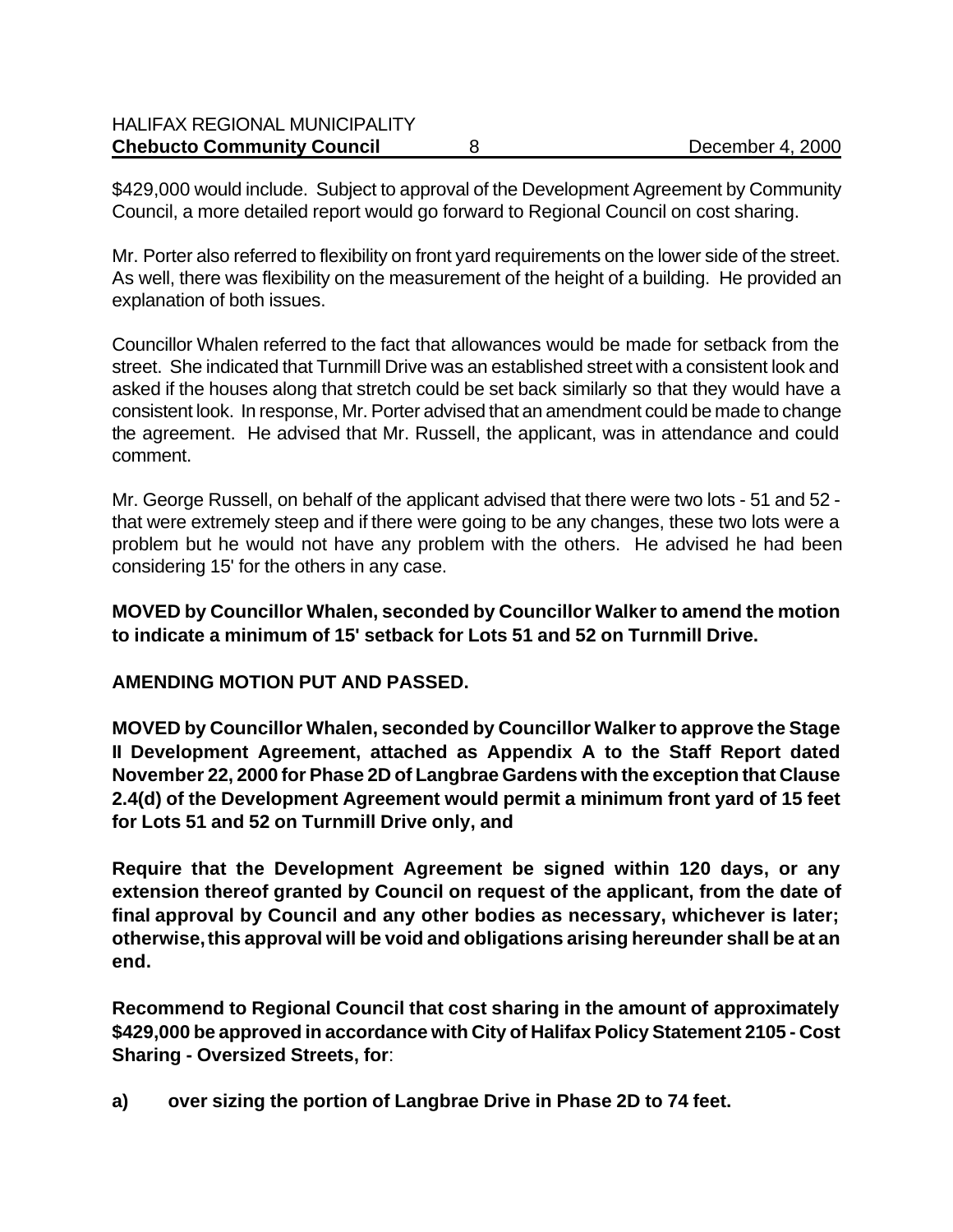$429,000 would include. Subject to approval of the Development Agreement by Community Council, a more detailed report would go forward to Regional Council on cost sharing.

Mr. Porter also referred to flexibility on front yard requirements on the lower side of the street. As well, there was flexibility on the measurement of the height of a building. He provided an explanation of both issues.

Councillor Whalen referred to the fact that allowances would be made for setback from the street. She indicated that Turnmill Drive was an established street with a consistent look and asked if the houses along that stretch could be set back similarly so that they would have a consistent look. In response, Mr. Porter advised that an amendment could be made to change the agreement. He advised that Mr. Russell, the applicant, was in attendance and could comment.

Mr. George Russell, on behalf of the applicant advised that there were two lots - 51 and 52 - that were extremely steep and if there were going to be any changes, these two lots were a problem but he would not have any problem with the others. He advised he had been considering 15' for the others in any case.

**MOVED by Councillor Whalen, seconded by Councillor Walker to amend the motion to indicate a minimum of 15' setback for Lots 51 and 52 on Turnmill Drive.**

**AMENDING MOTION PUT AND PASSED.**

**MOVED by Councillor Whalen, seconded by Councillor Walker to approve the Stage II Development Agreement, attached as Appendix A to the Staff Report dated November 22, 2000 for Phase 2D of Langbrae Gardens with the exception that Clause 2.4(d) of the Development Agreement would permit a minimum front yard of 15 feet for Lots 51 and 52 on Turnmill Drive only, and**

**Require that the Development Agreement be signed within 120 days, or any extension thereof granted by Council on request of the applicant, from the date of final approval by Council and any other bodies as necessary, whichever is later; otherwise, this approval will be void and obligations arising hereunder shall be at an end.**

**Recommend to Regional Council that cost sharing in the amount of approximately $429,000 be approved in accordance with City of Halifax Policy Statement 2105 - Cost Sharing - Oversized Streets, for**:

**a) over sizing the portion of Langbrae Drive in Phase 2D to 74 feet.**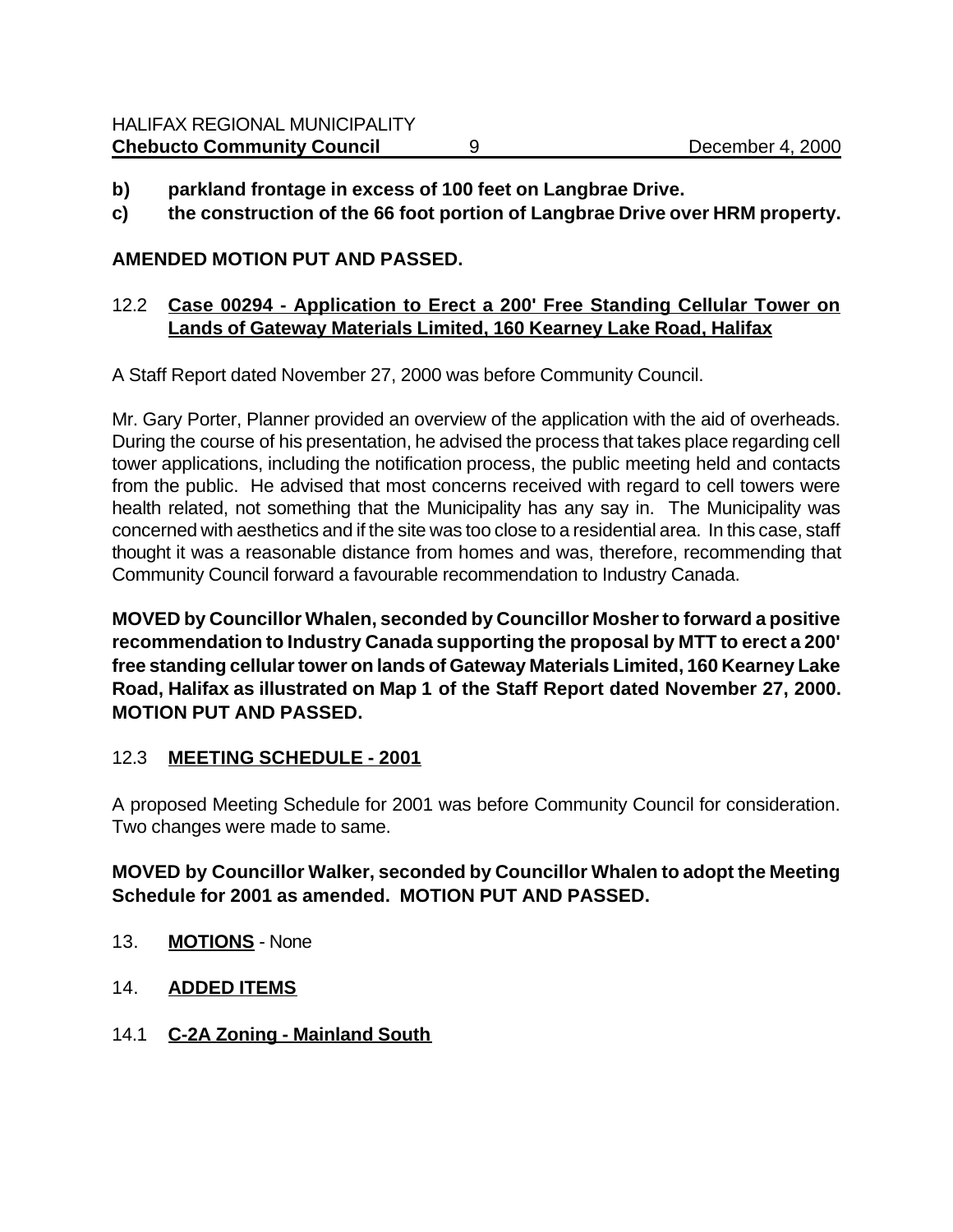**b) parkland frontage in excess of 100 feet on Langbrae Drive.**

**c) the construction of the 66 foot portion of Langbrae Drive over HRM property.**

**AMENDED MOTION PUT AND PASSED.**

### 12.2 Case 00294 - Application to Erect a 200' Free Standing Cellular Tower on Lands of Gateway Materials Limited, 160 Kearney Lake Road, Halifax

A Staff Report dated November 27, 2000 was before Community Council.

Mr. Gary Porter, Planner provided an overview of the application with the aid of overheads. During the course of his presentation, he advised the process that takes place regarding cell tower applications, including the notification process, the public meeting held and contacts from the public. He advised that most concerns received with regard to cell towers were health related, not something that the Municipality has any say in. The Municipality was concerned with aesthetics and if the site was too close to a residential area. In this case, staff thought it was a reasonable distance from homes and was, therefore, recommending that Community Council forward a favourable recommendation to Industry Canada.

**MOVED by Councillor Whalen, seconded by Councillor Mosher to forward a positive recommendation to Industry Canada supporting the proposal by MTT to erect a 200' free standing cellular tower on lands of Gateway Materials Limited, 160 Kearney Lake Road, Halifax as illustrated on Map 1 of the Staff Report dated November 27, 2000. MOTION PUT AND PASSED.**

### 12.3 MEETING SCHEDULE - 2001

A proposed Meeting Schedule for 2001 was before Community Council for consideration. Two changes were made to same.

**MOVED by Councillor Walker, seconded by Councillor Whalen to adopt the Meeting Schedule for 2001 as amended. MOTION PUT AND PASSED.**

## 13. MOTIONS - None

## 14. ADDED ITEMS

### 14.1 C-2A Zoning - Mainland South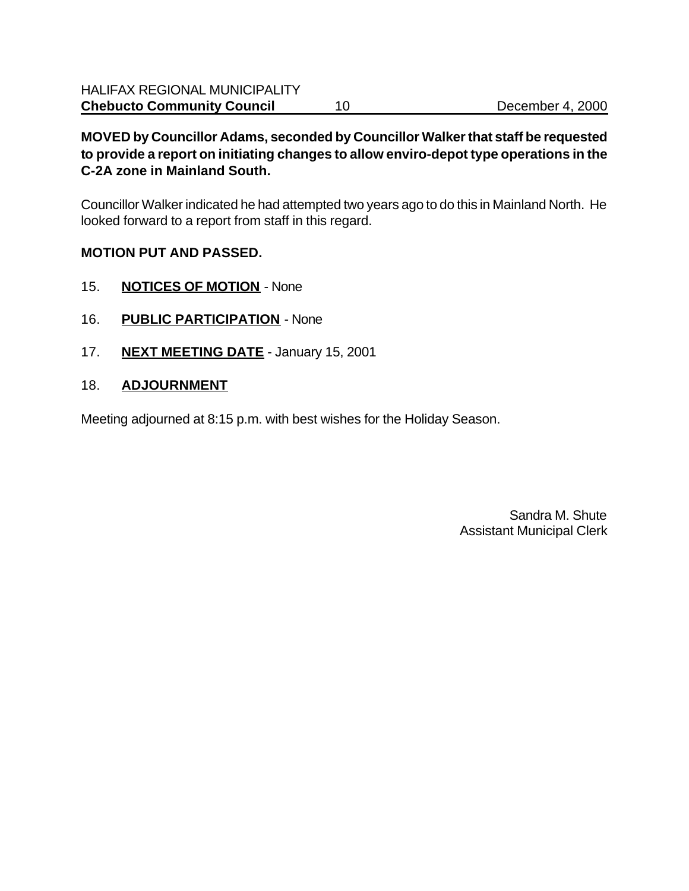**MOVED by Councillor Adams, seconded by Councillor Walker that staff be requested to provide a report on initiating changes to allow enviro-depot type operations in the C-2A zone in Mainland South.**

Councillor Walker indicated he had attempted two years ago to do this in Mainland North. He looked forward to a report from staff in this regard.

**MOTION PUT AND PASSED.**

15. **NOTICES OF MOTION** - None

16. **PUBLIC PARTICIPATION** - None

17. **NEXT MEETING DATE** - January 15, 2001

18. **ADJOURNMENT**

Meeting adjourned at 8:15 p.m. with best wishes for the Holiday Season.

Sandra M. Shute
Assistant Municipal Clerk